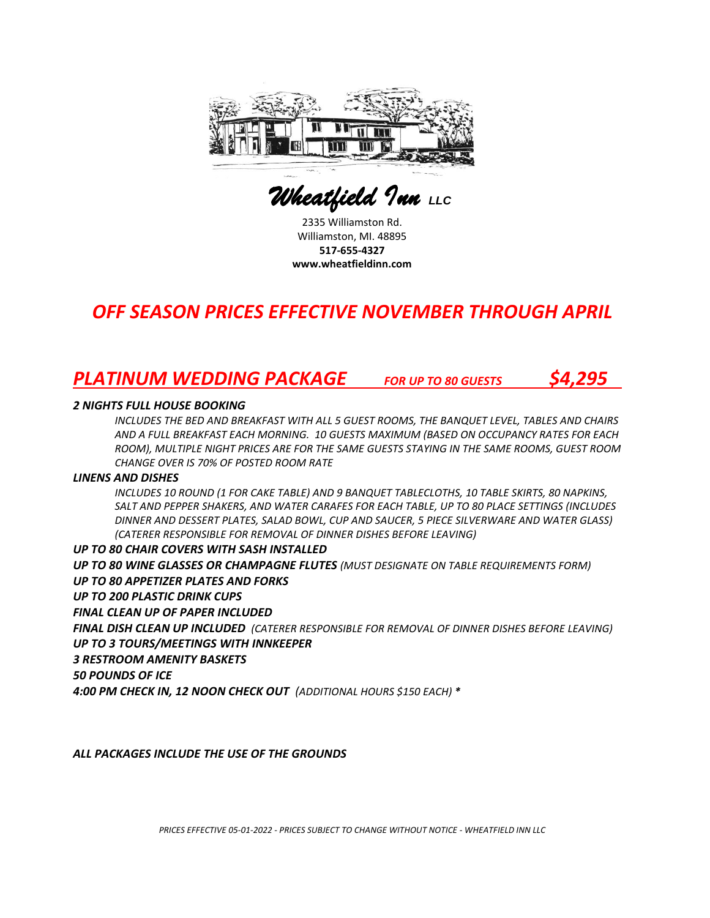# *Wheatfield Inn LLC*

2335 Williamston Rd.
Williamston, MI. 48895
**517-655-4327**
**www.wheatfieldinn.com**

## *OFF SEASON PRICES EFFECTIVE NOVEMBER THROUGH APRIL*

## *PLATINUM WEDDING PACKAGE* *FOR UP TO 80 GUESTS* *$4,295*

***2 NIGHTS FULL HOUSE BOOKING***

*INCLUDES THE BED AND BREAKFAST WITH ALL 5 GUEST ROOMS, THE BANQUET LEVEL, TABLES AND CHAIRS AND A FULL BREAKFAST EACH MORNING. 10 GUESTS MAXIMUM (BASED ON OCCUPANCY RATES FOR EACH ROOM), MULTIPLE NIGHT PRICES ARE FOR THE SAME GUESTS STAYING IN THE SAME ROOMS, GUEST ROOM CHANGE OVER IS 70% OF POSTED ROOM RATE*

***LINENS AND DISHES***

*INCLUDES 10 ROUND (1 FOR CAKE TABLE) AND 9 BANQUET TABLECLOTHS, 10 TABLE SKIRTS, 80 NAPKINS, SALT AND PEPPER SHAKERS, AND WATER CARAFES FOR EACH TABLE, UP TO 80 PLACE SETTINGS (INCLUDES DINNER AND DESSERT PLATES, SALAD BOWL, CUP AND SAUCER, 5 PIECE SILVERWARE AND WATER GLASS) (CATERER RESPONSIBLE FOR REMOVAL OF DINNER DISHES BEFORE LEAVING)*

***UP TO 80 CHAIR COVERS WITH SASH INSTALLED***

***UP TO 80 WINE GLASSES OR CHAMPAGNE FLUTES*** *(MUST DESIGNATE ON TABLE REQUIREMENTS FORM)*

***UP TO 80 APPETIZER PLATES AND FORKS***

***UP TO 200 PLASTIC DRINK CUPS***

***FINAL CLEAN UP OF PAPER INCLUDED***

***FINAL DISH CLEAN UP INCLUDED*** *(CATERER RESPONSIBLE FOR REMOVAL OF DINNER DISHES BEFORE LEAVING)*

***UP TO 3 TOURS/MEETINGS WITH INNKEEPER***

***3 RESTROOM AMENITY BASKETS***

***50 POUNDS OF ICE***

***4:00 PM CHECK IN, 12 NOON CHECK OUT*** *(ADDITIONAL HOURS $150 EACH) \**

***ALL PACKAGES INCLUDE THE USE OF THE GROUNDS***

*PRICES EFFECTIVE 05-01-2022 - PRICES SUBJECT TO CHANGE WITHOUT NOTICE - WHEATFIELD INN LLC*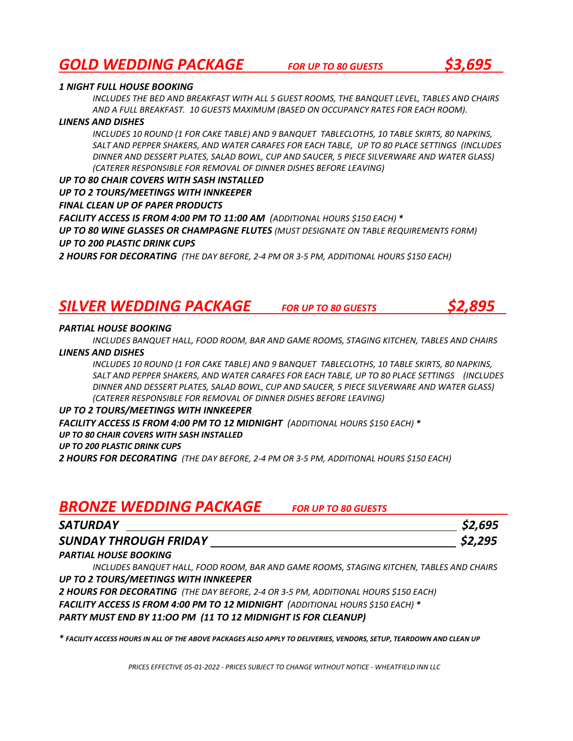## *GOLD WEDDING PACKAGE* *FOR UP TO 80 GUESTS* *$3,695*

***1 NIGHT FULL HOUSE BOOKING***

*INCLUDES THE BED AND BREAKFAST WITH ALL 5 GUEST ROOMS, THE BANQUET LEVEL, TABLES AND CHAIRS AND A FULL BREAKFAST. 10 GUESTS MAXIMUM (BASED ON OCCUPANCY RATES FOR EACH ROOM).*

***LINENS AND DISHES***

*INCLUDES 10 ROUND (1 FOR CAKE TABLE) AND 9 BANQUET TABLECLOTHS, 10 TABLE SKIRTS, 80 NAPKINS, SALT AND PEPPER SHAKERS, AND WATER CARAFES FOR EACH TABLE, UP TO 80 PLACE SETTINGS (INCLUDES DINNER AND DESSERT PLATES, SALAD BOWL, CUP AND SAUCER, 5 PIECE SILVERWARE AND WATER GLASS) (CATERER RESPONSIBLE FOR REMOVAL OF DINNER DISHES BEFORE LEAVING)*

***UP TO 80 CHAIR COVERS WITH SASH INSTALLED***

***UP TO 2 TOURS/MEETINGS WITH INNKEEPER***

***FINAL CLEAN UP OF PAPER PRODUCTS***

***FACILITY ACCESS IS FROM 4:00 PM TO 11:00 AM*** *(ADDITIONAL HOURS $150 EACH) **

***UP TO 80 WINE GLASSES OR CHAMPAGNE FLUTES*** *(MUST DESIGNATE ON TABLE REQUIREMENTS FORM)*

***UP TO 200 PLASTIC DRINK CUPS***

***2 HOURS FOR DECORATING*** *(THE DAY BEFORE, 2-4 PM OR 3-5 PM, ADDITIONAL HOURS $150 EACH)*

## *SILVER WEDDING PACKAGE* *FOR UP TO 80 GUESTS* *$2,895*

***PARTIAL HOUSE BOOKING***

*INCLUDES BANQUET HALL, FOOD ROOM, BAR AND GAME ROOMS, STAGING KITCHEN, TABLES AND CHAIRS*

***LINENS AND DISHES***

*INCLUDES 10 ROUND (1 FOR CAKE TABLE) AND 9 BANQUET TABLECLOTHS, 10 TABLE SKIRTS, 80 NAPKINS, SALT AND PEPPER SHAKERS, AND WATER CARAFES FOR EACH TABLE, UP TO 80 PLACE SETTINGS (INCLUDES DINNER AND DESSERT PLATES, SALAD BOWL, CUP AND SAUCER, 5 PIECE SILVERWARE AND WATER GLASS) (CATERER RESPONSIBLE FOR REMOVAL OF DINNER DISHES BEFORE LEAVING)*

***UP TO 2 TOURS/MEETINGS WITH INNKEEPER***

***FACILITY ACCESS IS FROM 4:00 PM TO 12 MIDNIGHT*** *(ADDITIONAL HOURS $150 EACH) **

***UP TO 80 CHAIR COVERS WITH SASH INSTALLED***

***UP TO 200 PLASTIC DRINK CUPS***

***2 HOURS FOR DECORATING*** *(THE DAY BEFORE, 2-4 PM OR 3-5 PM, ADDITIONAL HOURS $150 EACH)*

## *BRONZE WEDDING PACKAGE* *FOR UP TO 80 GUESTS*

***SATURDAY*** ***$2,695***

***SUNDAY THROUGH FRIDAY*** ***$2,295***

***PARTIAL HOUSE BOOKING***

*INCLUDES BANQUET HALL, FOOD ROOM, BAR AND GAME ROOMS, STAGING KITCHEN, TABLES AND CHAIRS*

***UP TO 2 TOURS/MEETINGS WITH INNKEEPER***

***2 HOURS FOR DECORATING*** *(THE DAY BEFORE, 2-4 OR 3-5 PM, ADDITIONAL HOURS $150 EACH)*

***FACILITY ACCESS IS FROM 4:00 PM TO 12 MIDNIGHT*** *(ADDITIONAL HOURS $150 EACH) **

***PARTY MUST END BY 11:OO PM (11 TO 12 MIDNIGHT IS FOR CLEANUP)***

*** FACILITY ACCESS HOURS IN ALL OF THE ABOVE PACKAGES ALSO APPLY TO DELIVERIES, VENDORS, SETUP, TEARDOWN AND CLEAN UP***

*PRICES EFFECTIVE 05-01-2022 - PRICES SUBJECT TO CHANGE WITHOUT NOTICE - WHEATFIELD INN LLC*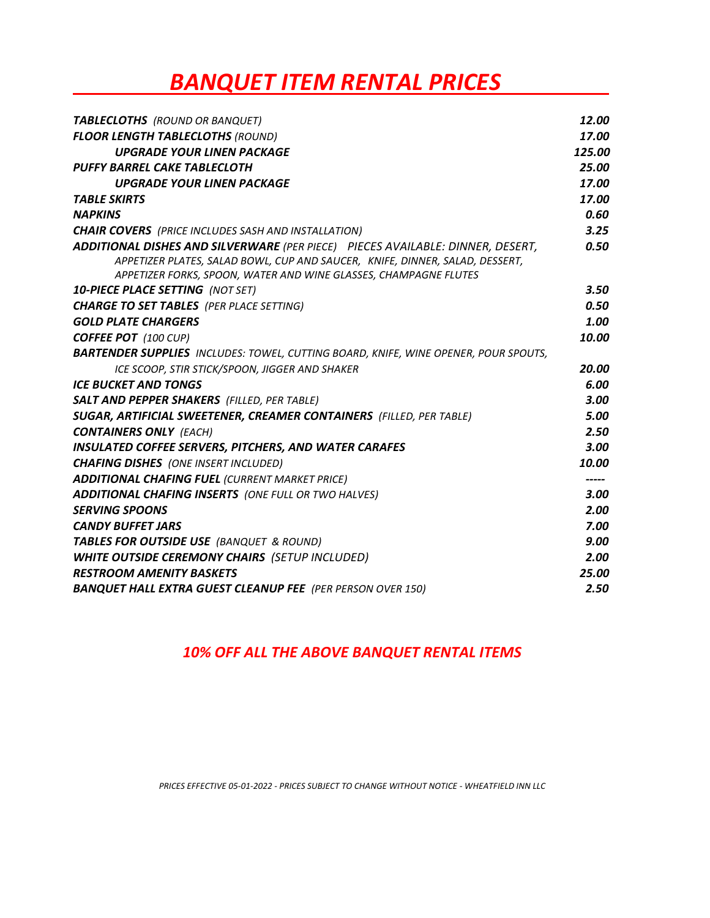# *BANQUET ITEM RENTAL PRICES*

| | |
|---|---|
| ***TABLECLOTHS*** *(ROUND OR BANQUET)* | ***12.00*** |
| ***FLOOR LENGTH TABLECLOTHS*** *(ROUND)* | ***17.00*** |
| ***UPGRADE YOUR LINEN PACKAGE*** | ***125.00*** |
| ***PUFFY BARREL CAKE TABLECLOTH*** | ***25.00*** |
| ***UPGRADE YOUR LINEN PACKAGE*** | ***17.00*** |
| ***TABLE SKIRTS*** | ***17.00*** |
| ***NAPKINS*** | ***0.60*** |
| ***CHAIR COVERS*** *(PRICE INCLUDES SASH AND INSTALLATION)* | ***3.25*** |
| ***ADDITIONAL DISHES AND SILVERWARE*** *(PER PIECE) PIECES AVAILABLE: DINNER, DESERT, APPETIZER PLATES, SALAD BOWL, CUP AND SAUCER, KNIFE, DINNER, SALAD, DESSERT, APPETIZER FORKS, SPOON, WATER AND WINE GLASSES, CHAMPAGNE FLUTES* | ***0.50*** |
| ***10-PIECE PLACE SETTING*** *(NOT SET)* | ***3.50*** |
| ***CHARGE TO SET TABLES*** *(PER PLACE SETTING)* | ***0.50*** |
| ***GOLD PLATE CHARGERS*** | ***1.00*** |
| ***COFFEE POT*** *(100 CUP)* | ***10.00*** |
| ***BARTENDER SUPPLIES*** *INCLUDES: TOWEL, CUTTING BOARD, KNIFE, WINE OPENER, POUR SPOUTS, ICE SCOOP, STIR STICK/SPOON, JIGGER AND SHAKER* | ***20.00*** |
| ***ICE BUCKET AND TONGS*** | ***6.00*** |
| ***SALT AND PEPPER SHAKERS*** *(FILLED, PER TABLE)* | ***3.00*** |
| ***SUGAR, ARTIFICIAL SWEETENER, CREAMER CONTAINERS*** *(FILLED, PER TABLE)* | ***5.00*** |
| ***CONTAINERS ONLY*** *(EACH)* | ***2.50*** |
| ***INSULATED COFFEE SERVERS, PITCHERS, AND WATER CARAFES*** | ***3.00*** |
| ***CHAFING DISHES*** *(ONE INSERT INCLUDED)* | ***10.00*** |
| ***ADDITIONAL CHAFING FUEL*** *(CURRENT MARKET PRICE)* | ***-----*** |
| ***ADDITIONAL CHAFING INSERTS*** *(ONE FULL OR TWO HALVES)* | ***3.00*** |
| ***SERVING SPOONS*** | ***2.00*** |
| ***CANDY BUFFET JARS*** | ***7.00*** |
| ***TABLES FOR OUTSIDE USE*** *(BANQUET & ROUND)* | ***9.00*** |
| ***WHITE OUTSIDE CEREMONY CHAIRS*** *(SETUP INCLUDED)* | ***2.00*** |
| ***RESTROOM AMENITY BASKETS*** | ***25.00*** |
| ***BANQUET HALL EXTRA GUEST CLEANUP FEE*** *(PER PERSON OVER 150)* | ***2.50*** |

***10% OFF ALL THE ABOVE BANQUET RENTAL ITEMS***

*PRICES EFFECTIVE 05-01-2022 - PRICES SUBJECT TO CHANGE WITHOUT NOTICE - WHEATFIELD INN LLC*